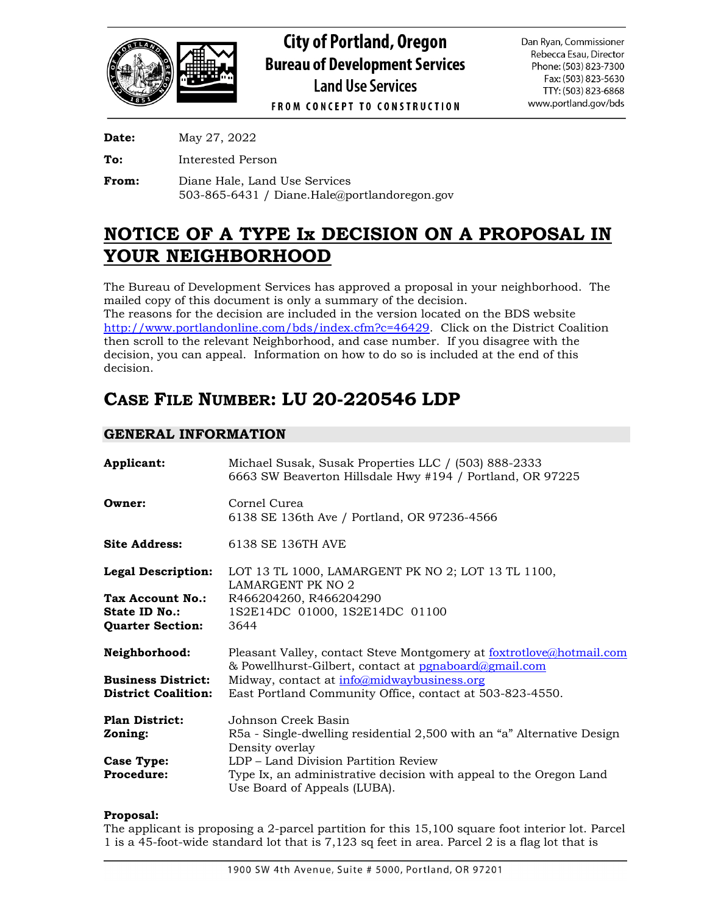# City of Portland, Oregon
## Bureau of Development Services
### Land Use Services

FROM CONCEPT TO CONSTRUCTION

Dan Ryan, Commissioner
Rebecca Esau, Director
Phone: (503) 823-7300
Fax: (503) 823-5630
TTY: (503) 823-6868
www.portland.gov/bds

**Date:** May 27, 2022

**To:** Interested Person

**From:** Diane Hale, Land Use Services
503-865-6431 / Diane.Hale@portlandoregon.gov

# NOTICE OF A TYPE Ix DECISION ON A PROPOSAL IN YOUR NEIGHBORHOOD

The Bureau of Development Services has approved a proposal in your neighborhood. The mailed copy of this document is only a summary of the decision.
The reasons for the decision are included in the version located on the BDS website http://www.portlandonline.com/bds/index.cfm?c=46429. Click on the District Coalition then scroll to the relevant Neighborhood, and case number. If you disagree with the decision, you can appeal. Information on how to do so is included at the end of this decision.

## CASE FILE NUMBER: LU 20-220546 LDP

### GENERAL INFORMATION

**Applicant:** Michael Susak, Susak Properties LLC / (503) 888-2333
6663 SW Beaverton Hillsdale Hwy #194 / Portland, OR 97225

**Owner:** Cornel Curea
6138 SE 136th Ave / Portland, OR 97236-4566

**Site Address:** 6138 SE 136TH AVE

**Legal Description:** LOT 13 TL 1000, LAMARGENT PK NO 2; LOT 13 TL 1100, LAMARGENT PK NO 2
**Tax Account No.:** R466204260, R466204290
**State ID No.:** 1S2E14DC 01000, 1S2E14DC 01100
**Quarter Section:** 3644

**Neighborhood:** Pleasant Valley, contact Steve Montgomery at foxtrotlove@hotmail.com & Powellhurst-Gilbert, contact at pgnaboard@gmail.com
**Business District:** Midway, contact at info@midwaybusiness.org
**District Coalition:** East Portland Community Office, contact at 503-823-4550.

**Plan District:** Johnson Creek Basin
**Zoning:** R5a - Single-dwelling residential 2,500 with an "a" Alternative Design Density overlay
**Case Type:** LDP – Land Division Partition Review
**Procedure:** Type Ix, an administrative decision with appeal to the Oregon Land Use Board of Appeals (LUBA).

**Proposal:**
The applicant is proposing a 2-parcel partition for this 15,100 square foot interior lot. Parcel 1 is a 45-foot-wide standard lot that is 7,123 sq feet in area. Parcel 2 is a flag lot that is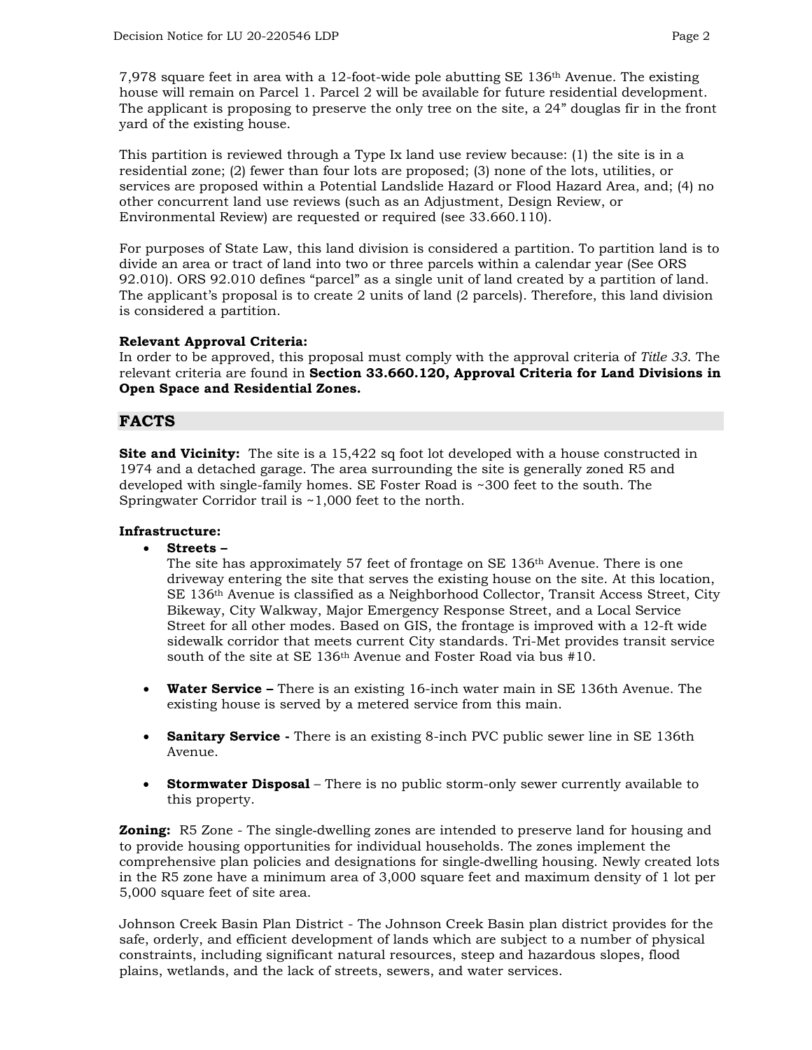7,978 square feet in area with a 12-foot-wide pole abutting SE 136th Avenue. The existing house will remain on Parcel 1. Parcel 2 will be available for future residential development. The applicant is proposing to preserve the only tree on the site, a 24" douglas fir in the front yard of the existing house.

This partition is reviewed through a Type Ix land use review because: (1) the site is in a residential zone; (2) fewer than four lots are proposed; (3) none of the lots, utilities, or services are proposed within a Potential Landslide Hazard or Flood Hazard Area, and; (4) no other concurrent land use reviews (such as an Adjustment, Design Review, or Environmental Review) are requested or required (see 33.660.110).

For purposes of State Law, this land division is considered a partition. To partition land is to divide an area or tract of land into two or three parcels within a calendar year (See ORS 92.010). ORS 92.010 defines "parcel" as a single unit of land created by a partition of land. The applicant's proposal is to create 2 units of land (2 parcels). Therefore, this land division is considered a partition.

**Relevant Approval Criteria:**
In order to be approved, this proposal must comply with the approval criteria of *Title 33*. The relevant criteria are found in **Section 33.660.120, Approval Criteria for Land Divisions in Open Space and Residential Zones.**

## FACTS

**Site and Vicinity:** The site is a 15,422 sq foot lot developed with a house constructed in 1974 and a detached garage. The area surrounding the site is generally zoned R5 and developed with single-family homes. SE Foster Road is ~300 feet to the south. The Springwater Corridor trail is ~1,000 feet to the north.

**Infrastructure:**

- **Streets –**
  The site has approximately 57 feet of frontage on SE 136th Avenue. There is one driveway entering the site that serves the existing house on the site. At this location, SE 136th Avenue is classified as a Neighborhood Collector, Transit Access Street, City Bikeway, City Walkway, Major Emergency Response Street, and a Local Service Street for all other modes. Based on GIS, the frontage is improved with a 12-ft wide sidewalk corridor that meets current City standards. Tri-Met provides transit service south of the site at SE 136th Avenue and Foster Road via bus #10.

- **Water Service –** There is an existing 16-inch water main in SE 136th Avenue. The existing house is served by a metered service from this main.

- **Sanitary Service -** There is an existing 8-inch PVC public sewer line in SE 136th Avenue.

- **Stormwater Disposal** – There is no public storm-only sewer currently available to this property.

**Zoning:** R5 Zone - The single-dwelling zones are intended to preserve land for housing and to provide housing opportunities for individual households. The zones implement the comprehensive plan policies and designations for single-dwelling housing. Newly created lots in the R5 zone have a minimum area of 3,000 square feet and maximum density of 1 lot per 5,000 square feet of site area.

Johnson Creek Basin Plan District - The Johnson Creek Basin plan district provides for the safe, orderly, and efficient development of lands which are subject to a number of physical constraints, including significant natural resources, steep and hazardous slopes, flood plains, wetlands, and the lack of streets, sewers, and water services.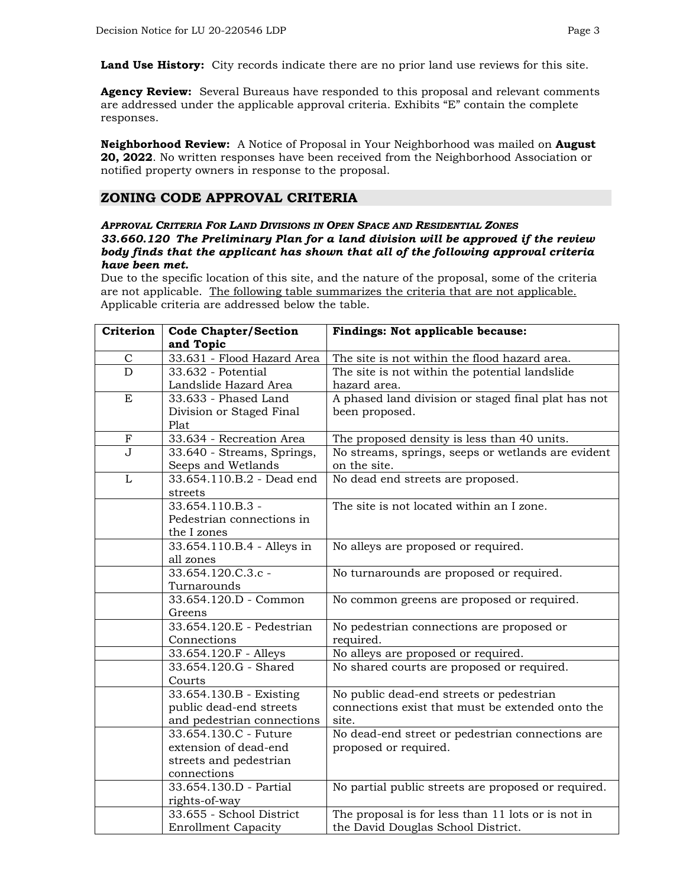**Land Use History:** City records indicate there are no prior land use reviews for this site.

**Agency Review:** Several Bureaus have responded to this proposal and relevant comments are addressed under the applicable approval criteria. Exhibits "E" contain the complete responses.

**Neighborhood Review:** A Notice of Proposal in Your Neighborhood was mailed on **August 20, 2022**. No written responses have been received from the Neighborhood Association or notified property owners in response to the proposal.

## ZONING CODE APPROVAL CRITERIA

***APPROVAL CRITERIA FOR LAND DIVISIONS IN OPEN SPACE AND RESIDENTIAL ZONES***
***33.660.120 The Preliminary Plan for a land division will be approved if the review body finds that the applicant has shown that all of the following approval criteria have been met.***

Due to the specific location of this site, and the nature of the proposal, some of the criteria are not applicable. The following table summarizes the criteria that are not applicable. Applicable criteria are addressed below the table.

| Criterion | Code Chapter/Section and Topic | Findings: Not applicable because: |
|---|---|---|
| C | 33.631 - Flood Hazard Area | The site is not within the flood hazard area. |
| D | 33.632 - Potential Landslide Hazard Area | The site is not within the potential landslide hazard area. |
| E | 33.633 - Phased Land Division or Staged Final Plat | A phased land division or staged final plat has not been proposed. |
| F | 33.634 - Recreation Area | The proposed density is less than 40 units. |
| J | 33.640 - Streams, Springs, Seeps and Wetlands | No streams, springs, seeps or wetlands are evident on the site. |
| L | 33.654.110.B.2 - Dead end streets | No dead end streets are proposed. |
| | 33.654.110.B.3 - Pedestrian connections in the I zones | The site is not located within an I zone. |
| | 33.654.110.B.4 - Alleys in all zones | No alleys are proposed or required. |
| | 33.654.120.C.3.c - Turnarounds | No turnarounds are proposed or required. |
| | 33.654.120.D - Common Greens | No common greens are proposed or required. |
| | 33.654.120.E - Pedestrian Connections | No pedestrian connections are proposed or required. |
| | 33.654.120.F - Alleys | No alleys are proposed or required. |
| | 33.654.120.G - Shared Courts | No shared courts are proposed or required. |
| | 33.654.130.B - Existing public dead-end streets and pedestrian connections | No public dead-end streets or pedestrian connections exist that must be extended onto the site. |
| | 33.654.130.C - Future extension of dead-end streets and pedestrian connections | No dead-end street or pedestrian connections are proposed or required. |
| | 33.654.130.D - Partial rights-of-way | No partial public streets are proposed or required. |
| | 33.655 - School District Enrollment Capacity | The proposal is for less than 11 lots or is not in the David Douglas School District. |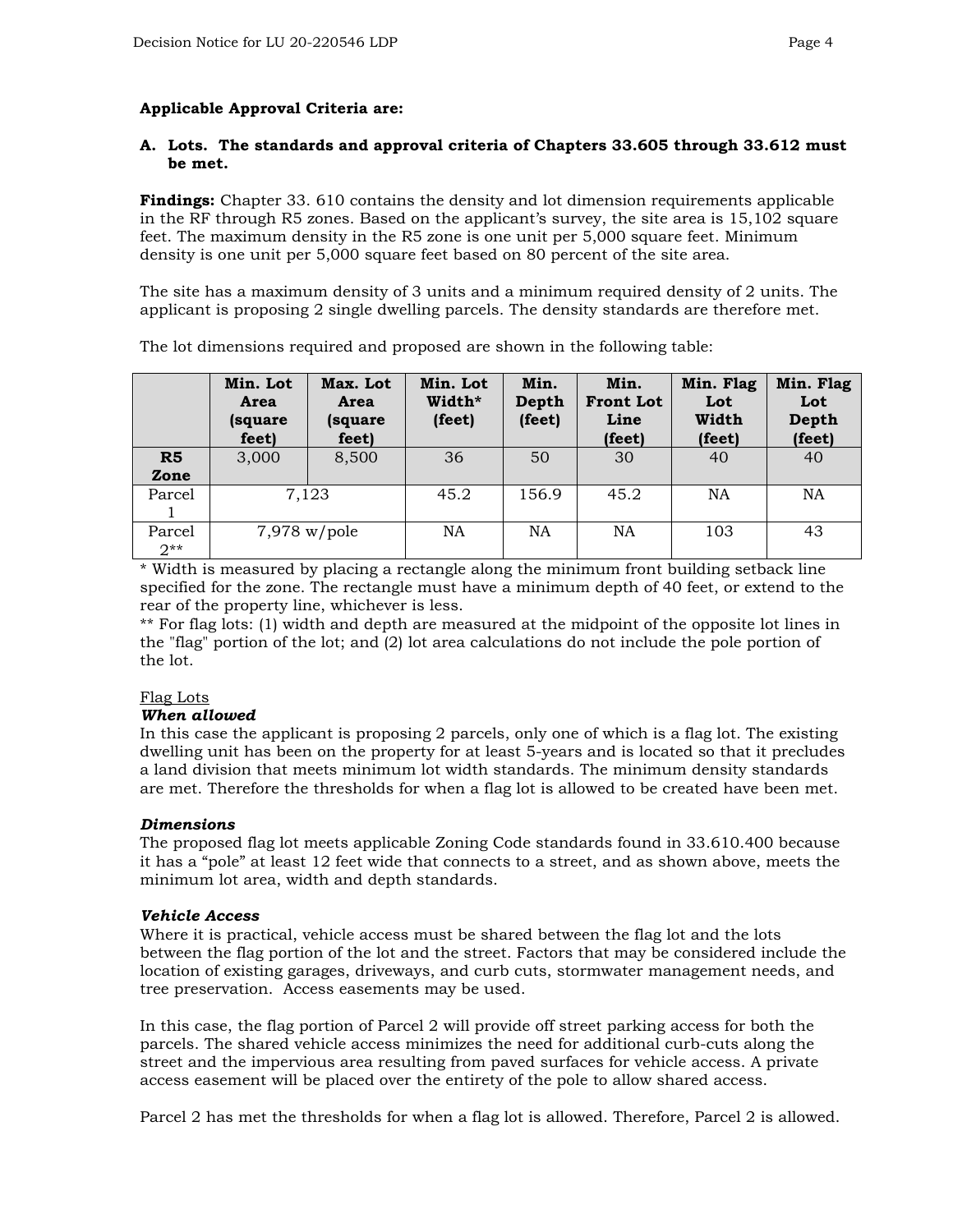**Applicable Approval Criteria are:**

**A. Lots. The standards and approval criteria of Chapters 33.605 through 33.612 must be met.**

**Findings:** Chapter 33. 610 contains the density and lot dimension requirements applicable in the RF through R5 zones. Based on the applicant's survey, the site area is 15,102 square feet. The maximum density in the R5 zone is one unit per 5,000 square feet. Minimum density is one unit per 5,000 square feet based on 80 percent of the site area.

The site has a maximum density of 3 units and a minimum required density of 2 units. The applicant is proposing 2 single dwelling parcels. The density standards are therefore met.

The lot dimensions required and proposed are shown in the following table:

| | Min. Lot Area (square feet) | Max. Lot Area (square feet) | Min. Lot Width* (feet) | Min. Depth (feet) | Min. Front Lot Line (feet) | Min. Flag Lot Width (feet) | Min. Flag Lot Depth (feet) |
|---|---|---|---|---|---|---|---|
| **R5 Zone** | 3,000 | 8,500 | 36 | 50 | 30 | 40 | 40 |
| Parcel 1 | 7,123 | | 45.2 | 156.9 | 45.2 | NA | NA |
| Parcel 2** | 7,978 w/pole | | NA | NA | NA | 103 | 43 |

* Width is measured by placing a rectangle along the minimum front building setback line specified for the zone. The rectangle must have a minimum depth of 40 feet, or extend to the rear of the property line, whichever is less.
** For flag lots: (1) width and depth are measured at the midpoint of the opposite lot lines in the "flag" portion of the lot; and (2) lot area calculations do not include the pole portion of the lot.

Flag Lots
***When allowed***
In this case the applicant is proposing 2 parcels, only one of which is a flag lot. The existing dwelling unit has been on the property for at least 5-years and is located so that it precludes a land division that meets minimum lot width standards. The minimum density standards are met. Therefore the thresholds for when a flag lot is allowed to be created have been met.

***Dimensions***
The proposed flag lot meets applicable Zoning Code standards found in 33.610.400 because it has a "pole" at least 12 feet wide that connects to a street, and as shown above, meets the minimum lot area, width and depth standards.

***Vehicle Access***
Where it is practical, vehicle access must be shared between the flag lot and the lots between the flag portion of the lot and the street. Factors that may be considered include the location of existing garages, driveways, and curb cuts, stormwater management needs, and tree preservation. Access easements may be used.

In this case, the flag portion of Parcel 2 will provide off street parking access for both the parcels. The shared vehicle access minimizes the need for additional curb-cuts along the street and the impervious area resulting from paved surfaces for vehicle access. A private access easement will be placed over the entirety of the pole to allow shared access.

Parcel 2 has met the thresholds for when a flag lot is allowed. Therefore, Parcel 2 is allowed.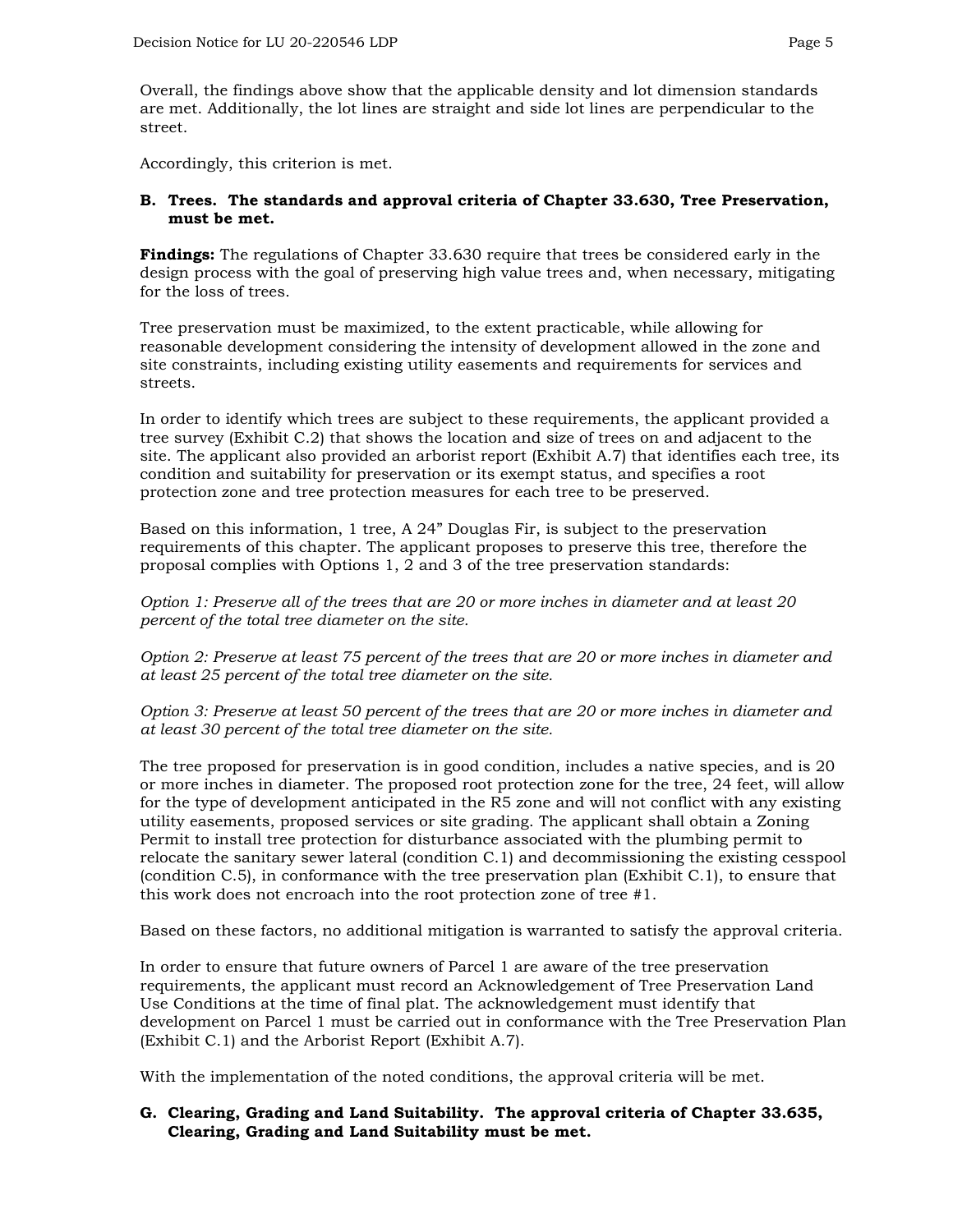Overall, the findings above show that the applicable density and lot dimension standards are met. Additionally, the lot lines are straight and side lot lines are perpendicular to the street.

Accordingly, this criterion is met.

**B. Trees. The standards and approval criteria of Chapter 33.630, Tree Preservation, must be met.**

**Findings:** The regulations of Chapter 33.630 require that trees be considered early in the design process with the goal of preserving high value trees and, when necessary, mitigating for the loss of trees.

Tree preservation must be maximized, to the extent practicable, while allowing for reasonable development considering the intensity of development allowed in the zone and site constraints, including existing utility easements and requirements for services and streets.

In order to identify which trees are subject to these requirements, the applicant provided a tree survey (Exhibit C.2) that shows the location and size of trees on and adjacent to the site. The applicant also provided an arborist report (Exhibit A.7) that identifies each tree, its condition and suitability for preservation or its exempt status, and specifies a root protection zone and tree protection measures for each tree to be preserved.

Based on this information, 1 tree, A 24" Douglas Fir, is subject to the preservation requirements of this chapter. The applicant proposes to preserve this tree, therefore the proposal complies with Options 1, 2 and 3 of the tree preservation standards:

*Option 1: Preserve all of the trees that are 20 or more inches in diameter and at least 20 percent of the total tree diameter on the site.*

*Option 2: Preserve at least 75 percent of the trees that are 20 or more inches in diameter and at least 25 percent of the total tree diameter on the site.*

*Option 3: Preserve at least 50 percent of the trees that are 20 or more inches in diameter and at least 30 percent of the total tree diameter on the site.*

The tree proposed for preservation is in good condition, includes a native species, and is 20 or more inches in diameter. The proposed root protection zone for the tree, 24 feet, will allow for the type of development anticipated in the R5 zone and will not conflict with any existing utility easements, proposed services or site grading. The applicant shall obtain a Zoning Permit to install tree protection for disturbance associated with the plumbing permit to relocate the sanitary sewer lateral (condition C.1) and decommissioning the existing cesspool (condition C.5), in conformance with the tree preservation plan (Exhibit C.1), to ensure that this work does not encroach into the root protection zone of tree #1.

Based on these factors, no additional mitigation is warranted to satisfy the approval criteria.

In order to ensure that future owners of Parcel 1 are aware of the tree preservation requirements, the applicant must record an Acknowledgement of Tree Preservation Land Use Conditions at the time of final plat. The acknowledgement must identify that development on Parcel 1 must be carried out in conformance with the Tree Preservation Plan (Exhibit C.1) and the Arborist Report (Exhibit A.7).

With the implementation of the noted conditions, the approval criteria will be met.

**G. Clearing, Grading and Land Suitability. The approval criteria of Chapter 33.635, Clearing, Grading and Land Suitability must be met.**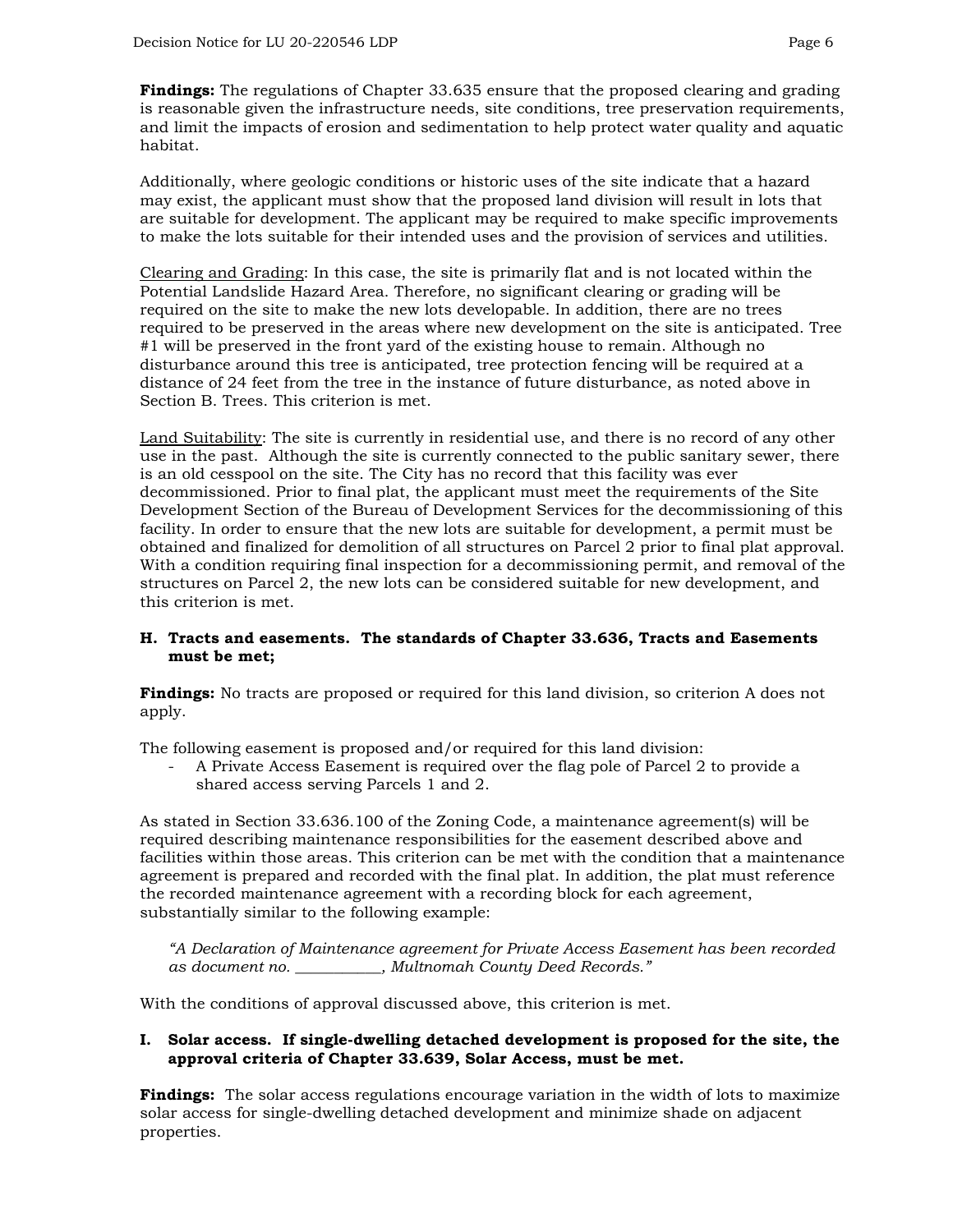**Findings:** The regulations of Chapter 33.635 ensure that the proposed clearing and grading is reasonable given the infrastructure needs, site conditions, tree preservation requirements, and limit the impacts of erosion and sedimentation to help protect water quality and aquatic habitat.

Additionally, where geologic conditions or historic uses of the site indicate that a hazard may exist, the applicant must show that the proposed land division will result in lots that are suitable for development. The applicant may be required to make specific improvements to make the lots suitable for their intended uses and the provision of services and utilities.

Clearing and Grading: In this case, the site is primarily flat and is not located within the Potential Landslide Hazard Area. Therefore, no significant clearing or grading will be required on the site to make the new lots developable. In addition, there are no trees required to be preserved in the areas where new development on the site is anticipated. Tree #1 will be preserved in the front yard of the existing house to remain. Although no disturbance around this tree is anticipated, tree protection fencing will be required at a distance of 24 feet from the tree in the instance of future disturbance, as noted above in Section B. Trees. This criterion is met.

Land Suitability: The site is currently in residential use, and there is no record of any other use in the past. Although the site is currently connected to the public sanitary sewer, there is an old cesspool on the site. The City has no record that this facility was ever decommissioned. Prior to final plat, the applicant must meet the requirements of the Site Development Section of the Bureau of Development Services for the decommissioning of this facility. In order to ensure that the new lots are suitable for development, a permit must be obtained and finalized for demolition of all structures on Parcel 2 prior to final plat approval. With a condition requiring final inspection for a decommissioning permit, and removal of the structures on Parcel 2, the new lots can be considered suitable for new development, and this criterion is met.

**H. Tracts and easements. The standards of Chapter 33.636, Tracts and Easements must be met;**

**Findings:** No tracts are proposed or required for this land division, so criterion A does not apply.

The following easement is proposed and/or required for this land division:

- A Private Access Easement is required over the flag pole of Parcel 2 to provide a shared access serving Parcels 1 and 2.

As stated in Section 33.636.100 of the Zoning Code, a maintenance agreement(s) will be required describing maintenance responsibilities for the easement described above and facilities within those areas. This criterion can be met with the condition that a maintenance agreement is prepared and recorded with the final plat. In addition, the plat must reference the recorded maintenance agreement with a recording block for each agreement, substantially similar to the following example:

*"A Declaration of Maintenance agreement for Private Access Easement has been recorded as document no. ___________, Multnomah County Deed Records."*

With the conditions of approval discussed above, this criterion is met.

**I. Solar access. If single-dwelling detached development is proposed for the site, the approval criteria of Chapter 33.639, Solar Access, must be met.**

**Findings:** The solar access regulations encourage variation in the width of lots to maximize solar access for single-dwelling detached development and minimize shade on adjacent properties.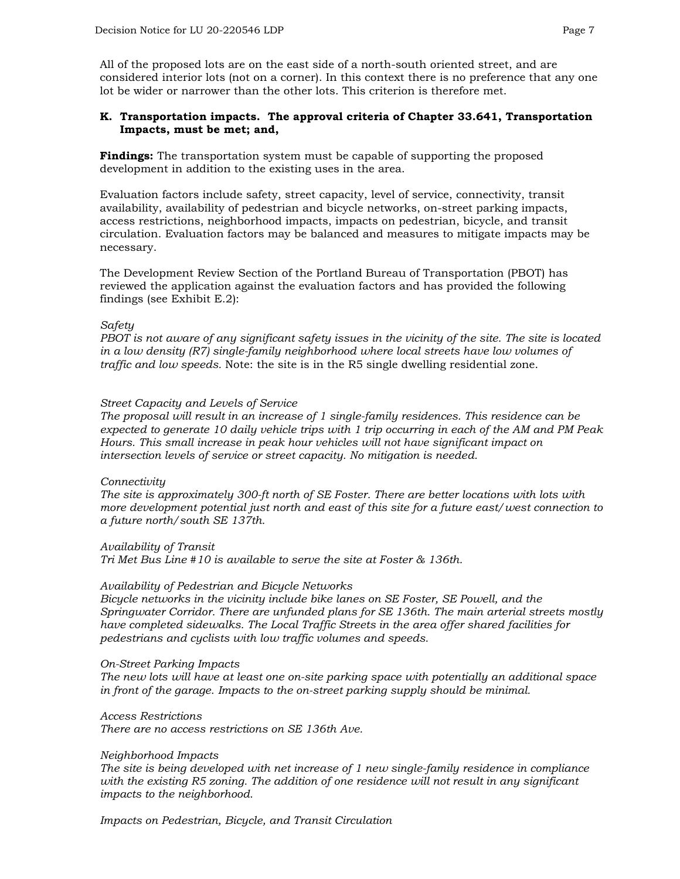All of the proposed lots are on the east side of a north-south oriented street, and are considered interior lots (not on a corner). In this context there is no preference that any one lot be wider or narrower than the other lots. This criterion is therefore met.

**K. Transportation impacts. The approval criteria of Chapter 33.641, Transportation Impacts, must be met; and,**

**Findings:** The transportation system must be capable of supporting the proposed development in addition to the existing uses in the area.

Evaluation factors include safety, street capacity, level of service, connectivity, transit availability, availability of pedestrian and bicycle networks, on-street parking impacts, access restrictions, neighborhood impacts, impacts on pedestrian, bicycle, and transit circulation. Evaluation factors may be balanced and measures to mitigate impacts may be necessary.

The Development Review Section of the Portland Bureau of Transportation (PBOT) has reviewed the application against the evaluation factors and has provided the following findings (see Exhibit E.2):

*Safety*
*PBOT is not aware of any significant safety issues in the vicinity of the site. The site is located in a low density (R7) single-family neighborhood where local streets have low volumes of traffic and low speeds.* Note: the site is in the R5 single dwelling residential zone.

*Street Capacity and Levels of Service*
*The proposal will result in an increase of 1 single-family residences. This residence can be expected to generate 10 daily vehicle trips with 1 trip occurring in each of the AM and PM Peak Hours. This small increase in peak hour vehicles will not have significant impact on intersection levels of service or street capacity. No mitigation is needed.*

*Connectivity*
*The site is approximately 300-ft north of SE Foster. There are better locations with lots with more development potential just north and east of this site for a future east/west connection to a future north/south SE 137th.*

*Availability of Transit*
*Tri Met Bus Line #10 is available to serve the site at Foster & 136th.*

*Availability of Pedestrian and Bicycle Networks*
*Bicycle networks in the vicinity include bike lanes on SE Foster, SE Powell, and the Springwater Corridor. There are unfunded plans for SE 136th. The main arterial streets mostly have completed sidewalks. The Local Traffic Streets in the area offer shared facilities for pedestrians and cyclists with low traffic volumes and speeds.*

*On-Street Parking Impacts*
*The new lots will have at least one on-site parking space with potentially an additional space in front of the garage. Impacts to the on-street parking supply should be minimal.*

*Access Restrictions*
*There are no access restrictions on SE 136th Ave.*

*Neighborhood Impacts*
*The site is being developed with net increase of 1 new single-family residence in compliance with the existing R5 zoning. The addition of one residence will not result in any significant impacts to the neighborhood.*

*Impacts on Pedestrian, Bicycle, and Transit Circulation*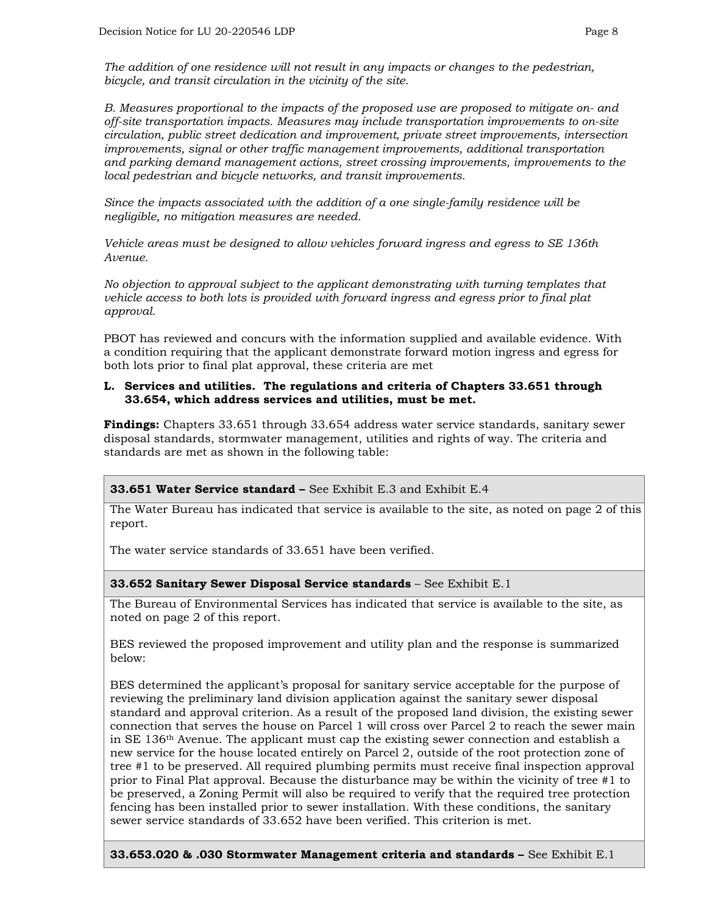*The addition of one residence will not result in any impacts or changes to the pedestrian, bicycle, and transit circulation in the vicinity of the site.*

*B. Measures proportional to the impacts of the proposed use are proposed to mitigate on- and off-site transportation impacts. Measures may include transportation improvements to on-site circulation, public street dedication and improvement, private street improvements, intersection improvements, signal or other traffic management improvements, additional transportation and parking demand management actions, street crossing improvements, improvements to the local pedestrian and bicycle networks, and transit improvements.*

*Since the impacts associated with the addition of a one single-family residence will be negligible, no mitigation measures are needed.*

*Vehicle areas must be designed to allow vehicles forward ingress and egress to SE 136th Avenue.*

*No objection to approval subject to the applicant demonstrating with turning templates that vehicle access to both lots is provided with forward ingress and egress prior to final plat approval.*

PBOT has reviewed and concurs with the information supplied and available evidence. With a condition requiring that the applicant demonstrate forward motion ingress and egress for both lots prior to final plat approval, these criteria are met

**L. Services and utilities. The regulations and criteria of Chapters 33.651 through 33.654, which address services and utilities, must be met.**

**Findings:** Chapters 33.651 through 33.654 address water service standards, sanitary sewer disposal standards, stormwater management, utilities and rights of way. The criteria and standards are met as shown in the following table:

| **33.651 Water Service standard –** See Exhibit E.3 and Exhibit E.4 |
|---|
| The Water Bureau has indicated that service is available to the site, as noted on page 2 of this report.<br><br>The water service standards of 33.651 have been verified. |
| **33.652 Sanitary Sewer Disposal Service standards** – See Exhibit E.1 |
| The Bureau of Environmental Services has indicated that service is available to the site, as noted on page 2 of this report.<br><br>BES reviewed the proposed improvement and utility plan and the response is summarized below:<br><br>BES determined the applicant's proposal for sanitary service acceptable for the purpose of reviewing the preliminary land division application against the sanitary sewer disposal standard and approval criterion. As a result of the proposed land division, the existing sewer connection that serves the house on Parcel 1 will cross over Parcel 2 to reach the sewer main in SE 136th Avenue. The applicant must cap the existing sewer connection and establish a new service for the house located entirely on Parcel 2, outside of the root protection zone of tree #1 to be preserved. All required plumbing permits must receive final inspection approval prior to Final Plat approval. Because the disturbance may be within the vicinity of tree #1 to be preserved, a Zoning Permit will also be required to verify that the required tree protection fencing has been installed prior to sewer installation. With these conditions, the sanitary sewer service standards of 33.652 have been verified. This criterion is met. |
| **33.653.020 & .030 Stormwater Management criteria and standards –** See Exhibit E.1 |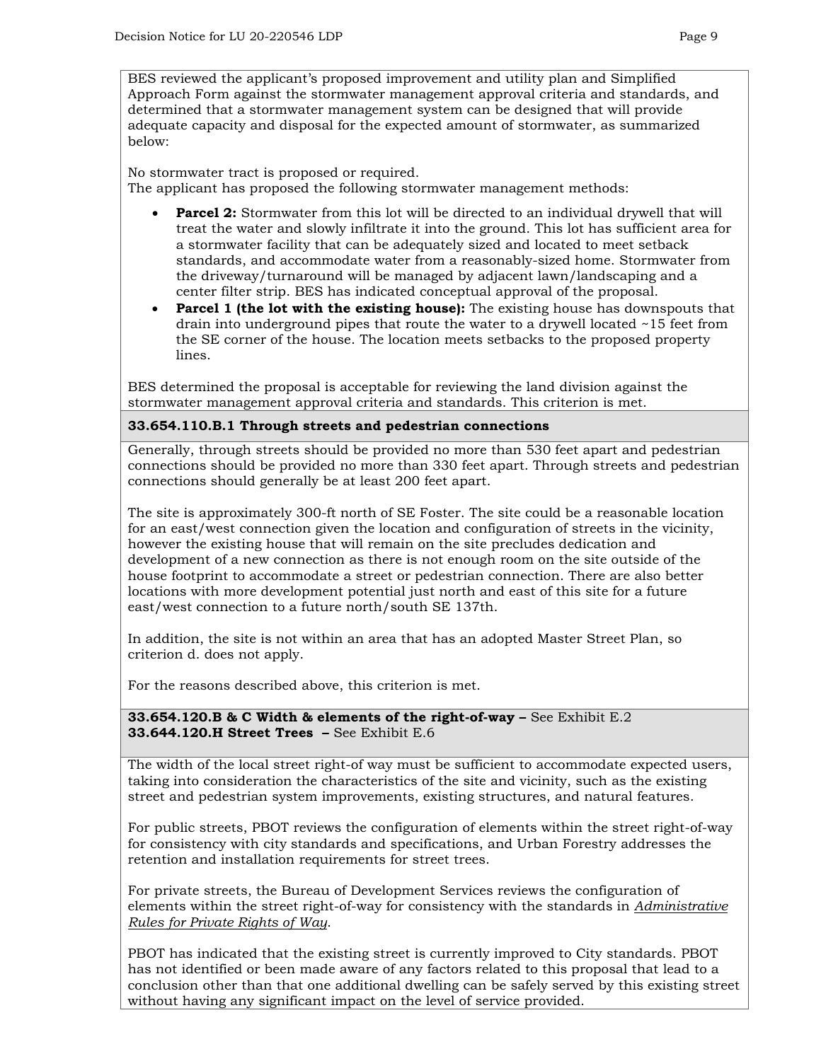BES reviewed the applicant's proposed improvement and utility plan and Simplified Approach Form against the stormwater management approval criteria and standards, and determined that a stormwater management system can be designed that will provide adequate capacity and disposal for the expected amount of stormwater, as summarized below:

No stormwater tract is proposed or required.
The applicant has proposed the following stormwater management methods:

- **Parcel 2:** Stormwater from this lot will be directed to an individual drywell that will treat the water and slowly infiltrate it into the ground. This lot has sufficient area for a stormwater facility that can be adequately sized and located to meet setback standards, and accommodate water from a reasonably-sized home. Stormwater from the driveway/turnaround will be managed by adjacent lawn/landscaping and a center filter strip. BES has indicated conceptual approval of the proposal.
- **Parcel 1 (the lot with the existing house):** The existing house has downspouts that drain into underground pipes that route the water to a drywell located ~15 feet from the SE corner of the house. The location meets setbacks to the proposed property lines.

BES determined the proposal is acceptable for reviewing the land division against the stormwater management approval criteria and standards. This criterion is met.

**33.654.110.B.1 Through streets and pedestrian connections**

Generally, through streets should be provided no more than 530 feet apart and pedestrian connections should be provided no more than 330 feet apart. Through streets and pedestrian connections should generally be at least 200 feet apart.

The site is approximately 300-ft north of SE Foster. The site could be a reasonable location for an east/west connection given the location and configuration of streets in the vicinity, however the existing house that will remain on the site precludes dedication and development of a new connection as there is not enough room on the site outside of the house footprint to accommodate a street or pedestrian connection. There are also better locations with more development potential just north and east of this site for a future east/west connection to a future north/south SE 137th.

In addition, the site is not within an area that has an adopted Master Street Plan, so criterion d. does not apply.

For the reasons described above, this criterion is met.

**33.654.120.B & C Width & elements of the right-of-way –** See Exhibit E.2
**33.644.120.H Street Trees –** See Exhibit E.6

The width of the local street right-of way must be sufficient to accommodate expected users, taking into consideration the characteristics of the site and vicinity, such as the existing street and pedestrian system improvements, existing structures, and natural features.

For public streets, PBOT reviews the configuration of elements within the street right-of-way for consistency with city standards and specifications, and Urban Forestry addresses the retention and installation requirements for street trees.

For private streets, the Bureau of Development Services reviews the configuration of elements within the street right-of-way for consistency with the standards in *Administrative Rules for Private Rights of Way*.

PBOT has indicated that the existing street is currently improved to City standards. PBOT has not identified or been made aware of any factors related to this proposal that lead to a conclusion other than that one additional dwelling can be safely served by this existing street without having any significant impact on the level of service provided.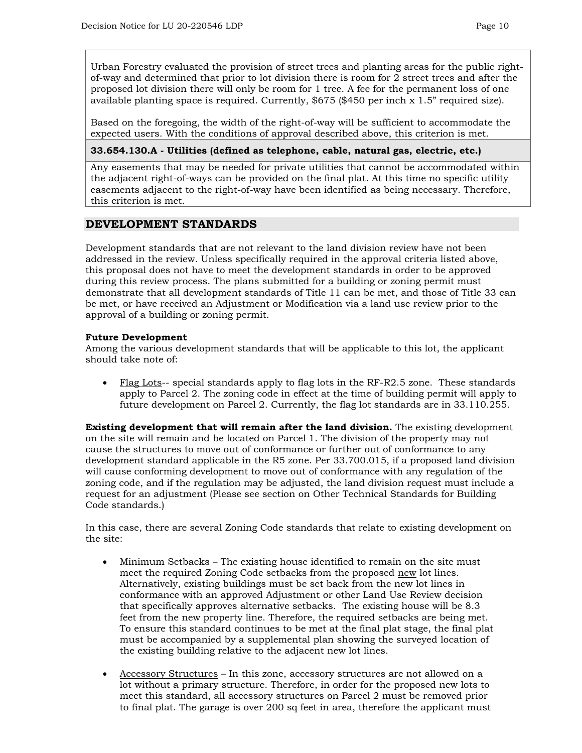Urban Forestry evaluated the provision of street trees and planting areas for the public right-of-way and determined that prior to lot division there is room for 2 street trees and after the proposed lot division there will only be room for 1 tree. A fee for the permanent loss of one available planting space is required. Currently, $675 ($450 per inch x 1.5" required size).

Based on the foregoing, the width of the right-of-way will be sufficient to accommodate the expected users. With the conditions of approval described above, this criterion is met.

| **33.654.130.A - Utilities (defined as telephone, cable, natural gas, electric, etc.)** |
|---|
| Any easements that may be needed for private utilities that cannot be accommodated within the adjacent right-of-ways can be provided on the final plat. At this time no specific utility easements adjacent to the right-of-way have been identified as being necessary. Therefore, this criterion is met. |

## DEVELOPMENT STANDARDS

Development standards that are not relevant to the land division review have not been addressed in the review. Unless specifically required in the approval criteria listed above, this proposal does not have to meet the development standards in order to be approved during this review process. The plans submitted for a building or zoning permit must demonstrate that all development standards of Title 11 can be met, and those of Title 33 can be met, or have received an Adjustment or Modification via a land use review prior to the approval of a building or zoning permit.

**Future Development**
Among the various development standards that will be applicable to this lot, the applicant should take note of:

- Flag Lots-- special standards apply to flag lots in the RF-R2.5 zone. These standards apply to Parcel 2. The zoning code in effect at the time of building permit will apply to future development on Parcel 2. Currently, the flag lot standards are in 33.110.255.

**Existing development that will remain after the land division.** The existing development on the site will remain and be located on Parcel 1. The division of the property may not cause the structures to move out of conformance or further out of conformance to any development standard applicable in the R5 zone. Per 33.700.015, if a proposed land division will cause conforming development to move out of conformance with any regulation of the zoning code, and if the regulation may be adjusted, the land division request must include a request for an adjustment (Please see section on Other Technical Standards for Building Code standards.)

In this case, there are several Zoning Code standards that relate to existing development on the site:

- Minimum Setbacks – The existing house identified to remain on the site must meet the required Zoning Code setbacks from the proposed new lot lines. Alternatively, existing buildings must be set back from the new lot lines in conformance with an approved Adjustment or other Land Use Review decision that specifically approves alternative setbacks. The existing house will be 8.3 feet from the new property line. Therefore, the required setbacks are being met. To ensure this standard continues to be met at the final plat stage, the final plat must be accompanied by a supplemental plan showing the surveyed location of the existing building relative to the adjacent new lot lines.

- Accessory Structures – In this zone, accessory structures are not allowed on a lot without a primary structure. Therefore, in order for the proposed new lots to meet this standard, all accessory structures on Parcel 2 must be removed prior to final plat. The garage is over 200 sq feet in area, therefore the applicant must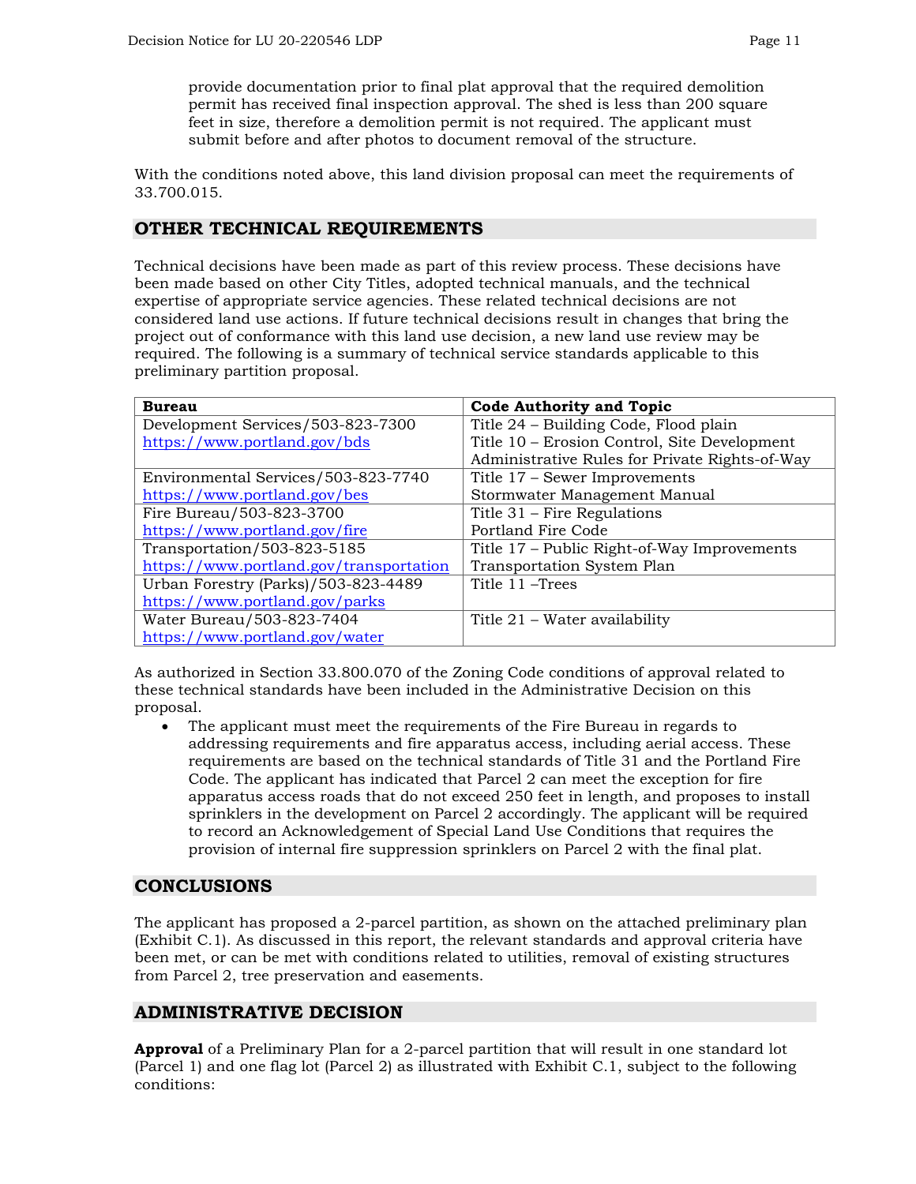provide documentation prior to final plat approval that the required demolition permit has received final inspection approval. The shed is less than 200 square feet in size, therefore a demolition permit is not required. The applicant must submit before and after photos to document removal of the structure.

With the conditions noted above, this land division proposal can meet the requirements of 33.700.015.

## OTHER TECHNICAL REQUIREMENTS

Technical decisions have been made as part of this review process. These decisions have been made based on other City Titles, adopted technical manuals, and the technical expertise of appropriate service agencies. These related technical decisions are not considered land use actions. If future technical decisions result in changes that bring the project out of conformance with this land use decision, a new land use review may be required. The following is a summary of technical service standards applicable to this preliminary partition proposal.

| Bureau | Code Authority and Topic |
|---|---|
| Development Services/503-823-7300<br>https://www.portland.gov/bds | Title 24 – Building Code, Flood plain<br>Title 10 – Erosion Control, Site Development<br>Administrative Rules for Private Rights-of-Way |
| Environmental Services/503-823-7740<br>https://www.portland.gov/bes | Title 17 – Sewer Improvements<br>Stormwater Management Manual |
| Fire Bureau/503-823-3700<br>https://www.portland.gov/fire | Title 31 – Fire Regulations<br>Portland Fire Code |
| Transportation/503-823-5185<br>https://www.portland.gov/transportation | Title 17 – Public Right-of-Way Improvements<br>Transportation System Plan |
| Urban Forestry (Parks)/503-823-4489<br>https://www.portland.gov/parks | Title 11 –Trees |
| Water Bureau/503-823-7404<br>https://www.portland.gov/water | Title 21 – Water availability |

As authorized in Section 33.800.070 of the Zoning Code conditions of approval related to these technical standards have been included in the Administrative Decision on this proposal.

- The applicant must meet the requirements of the Fire Bureau in regards to addressing requirements and fire apparatus access, including aerial access. These requirements are based on the technical standards of Title 31 and the Portland Fire Code. The applicant has indicated that Parcel 2 can meet the exception for fire apparatus access roads that do not exceed 250 feet in length, and proposes to install sprinklers in the development on Parcel 2 accordingly. The applicant will be required to record an Acknowledgement of Special Land Use Conditions that requires the provision of internal fire suppression sprinklers on Parcel 2 with the final plat.

## CONCLUSIONS

The applicant has proposed a 2-parcel partition, as shown on the attached preliminary plan (Exhibit C.1). As discussed in this report, the relevant standards and approval criteria have been met, or can be met with conditions related to utilities, removal of existing structures from Parcel 2, tree preservation and easements.

## ADMINISTRATIVE DECISION

**Approval** of a Preliminary Plan for a 2-parcel partition that will result in one standard lot (Parcel 1) and one flag lot (Parcel 2) as illustrated with Exhibit C.1, subject to the following conditions: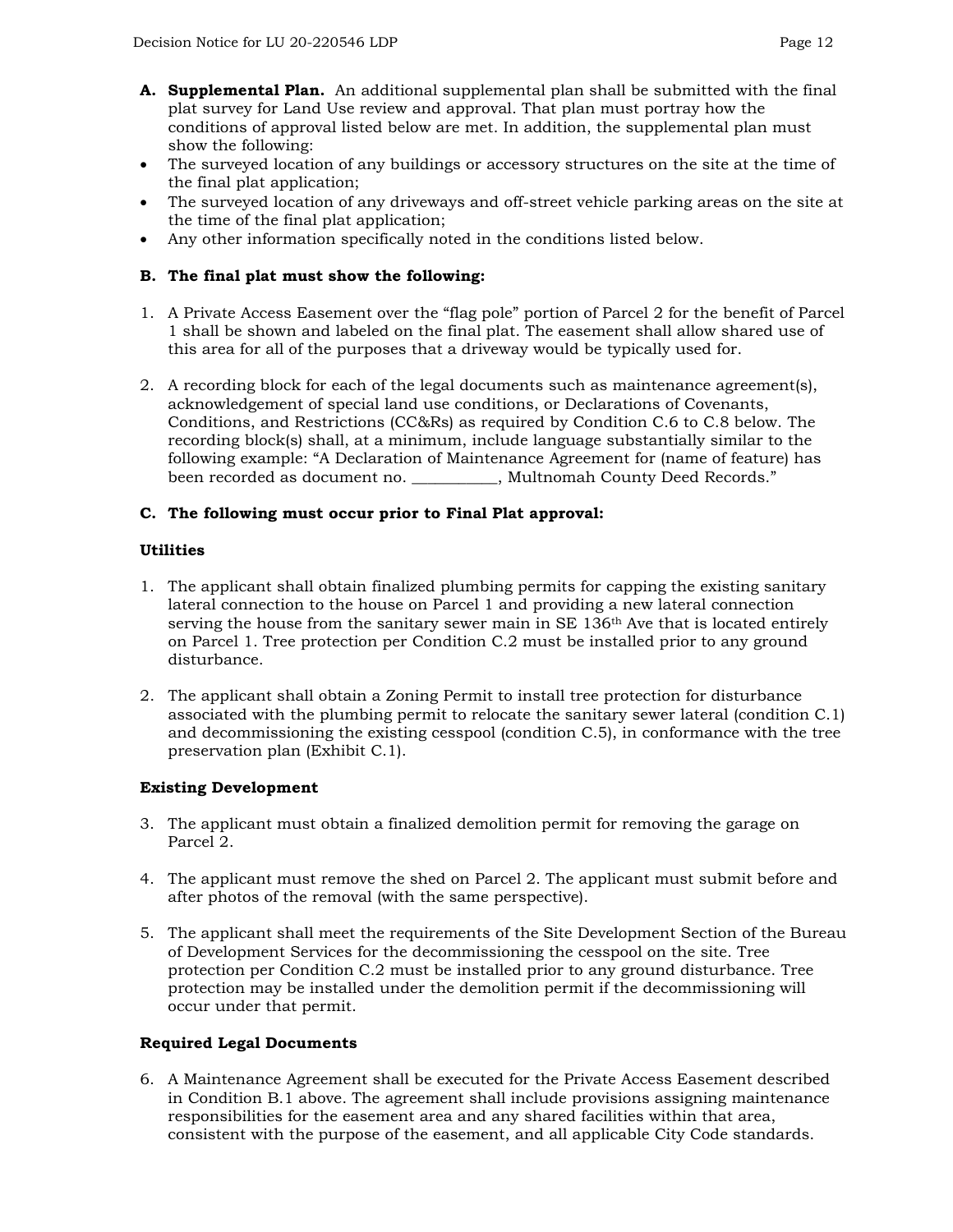**A. Supplemental Plan.** An additional supplemental plan shall be submitted with the final plat survey for Land Use review and approval. That plan must portray how the conditions of approval listed below are met. In addition, the supplemental plan must show the following:

- The surveyed location of any buildings or accessory structures on the site at the time of the final plat application;
- The surveyed location of any driveways and off-street vehicle parking areas on the site at the time of the final plat application;
- Any other information specifically noted in the conditions listed below.

**B. The final plat must show the following:**

1. A Private Access Easement over the “flag pole” portion of Parcel 2 for the benefit of Parcel 1 shall be shown and labeled on the final plat. The easement shall allow shared use of this area for all of the purposes that a driveway would be typically used for.

2. A recording block for each of the legal documents such as maintenance agreement(s), acknowledgement of special land use conditions, or Declarations of Covenants, Conditions, and Restrictions (CC&Rs) as required by Condition C.6 to C.8 below. The recording block(s) shall, at a minimum, include language substantially similar to the following example: “A Declaration of Maintenance Agreement for (name of feature) has been recorded as document no. ___________, Multnomah County Deed Records.”

**C. The following must occur prior to Final Plat approval:**

**Utilities**

1. The applicant shall obtain finalized plumbing permits for capping the existing sanitary lateral connection to the house on Parcel 1 and providing a new lateral connection serving the house from the sanitary sewer main in SE 136th Ave that is located entirely on Parcel 1. Tree protection per Condition C.2 must be installed prior to any ground disturbance.

2. The applicant shall obtain a Zoning Permit to install tree protection for disturbance associated with the plumbing permit to relocate the sanitary sewer lateral (condition C.1) and decommissioning the existing cesspool (condition C.5), in conformance with the tree preservation plan (Exhibit C.1).

**Existing Development**

3. The applicant must obtain a finalized demolition permit for removing the garage on Parcel 2.

4. The applicant must remove the shed on Parcel 2. The applicant must submit before and after photos of the removal (with the same perspective).

5. The applicant shall meet the requirements of the Site Development Section of the Bureau of Development Services for the decommissioning the cesspool on the site. Tree protection per Condition C.2 must be installed prior to any ground disturbance. Tree protection may be installed under the demolition permit if the decommissioning will occur under that permit.

**Required Legal Documents**

6. A Maintenance Agreement shall be executed for the Private Access Easement described in Condition B.1 above. The agreement shall include provisions assigning maintenance responsibilities for the easement area and any shared facilities within that area, consistent with the purpose of the easement, and all applicable City Code standards.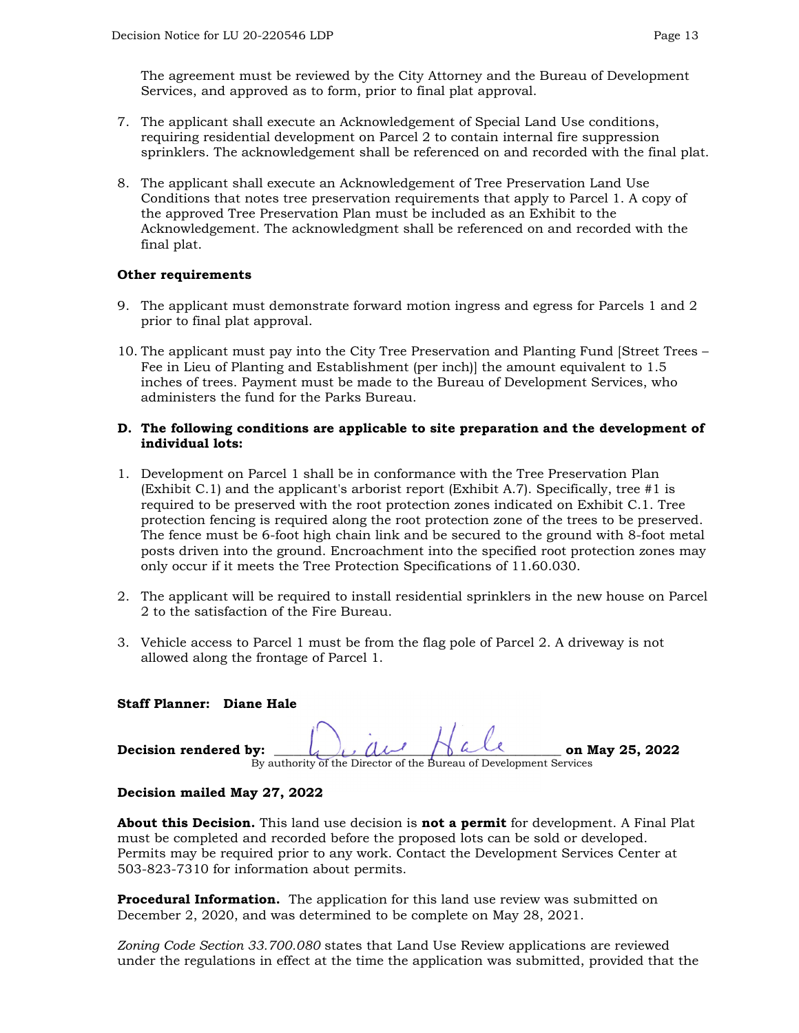The agreement must be reviewed by the City Attorney and the Bureau of Development Services, and approved as to form, prior to final plat approval.

7. The applicant shall execute an Acknowledgement of Special Land Use conditions, requiring residential development on Parcel 2 to contain internal fire suppression sprinklers. The acknowledgement shall be referenced on and recorded with the final plat.

8. The applicant shall execute an Acknowledgement of Tree Preservation Land Use Conditions that notes tree preservation requirements that apply to Parcel 1. A copy of the approved Tree Preservation Plan must be included as an Exhibit to the Acknowledgement. The acknowledgment shall be referenced on and recorded with the final plat.

**Other requirements**

9. The applicant must demonstrate forward motion ingress and egress for Parcels 1 and 2 prior to final plat approval.

10. The applicant must pay into the City Tree Preservation and Planting Fund [Street Trees – Fee in Lieu of Planting and Establishment (per inch)] the amount equivalent to 1.5 inches of trees. Payment must be made to the Bureau of Development Services, who administers the fund for the Parks Bureau.

**D. The following conditions are applicable to site preparation and the development of individual lots:**

1. Development on Parcel 1 shall be in conformance with the Tree Preservation Plan (Exhibit C.1) and the applicant's arborist report (Exhibit A.7). Specifically, tree #1 is required to be preserved with the root protection zones indicated on Exhibit C.1. Tree protection fencing is required along the root protection zone of the trees to be preserved. The fence must be 6-foot high chain link and be secured to the ground with 8-foot metal posts driven into the ground. Encroachment into the specified root protection zones may only occur if it meets the Tree Protection Specifications of 11.60.030.

2. The applicant will be required to install residential sprinklers in the new house on Parcel 2 to the satisfaction of the Fire Bureau.

3. Vehicle access to Parcel 1 must be from the flag pole of Parcel 2. A driveway is not allowed along the frontage of Parcel 1.

**Staff Planner: Diane Hale**

**Decision rendered by:** Diane Hale **on May 25, 2022**
By authority of the Director of the Bureau of Development Services

**Decision mailed May 27, 2022**

**About this Decision.** This land use decision is **not a permit** for development. A Final Plat must be completed and recorded before the proposed lots can be sold or developed. Permits may be required prior to any work. Contact the Development Services Center at 503-823-7310 for information about permits.

**Procedural Information.** The application for this land use review was submitted on December 2, 2020, and was determined to be complete on May 28, 2021.

*Zoning Code Section 33.700.080* states that Land Use Review applications are reviewed under the regulations in effect at the time the application was submitted, provided that the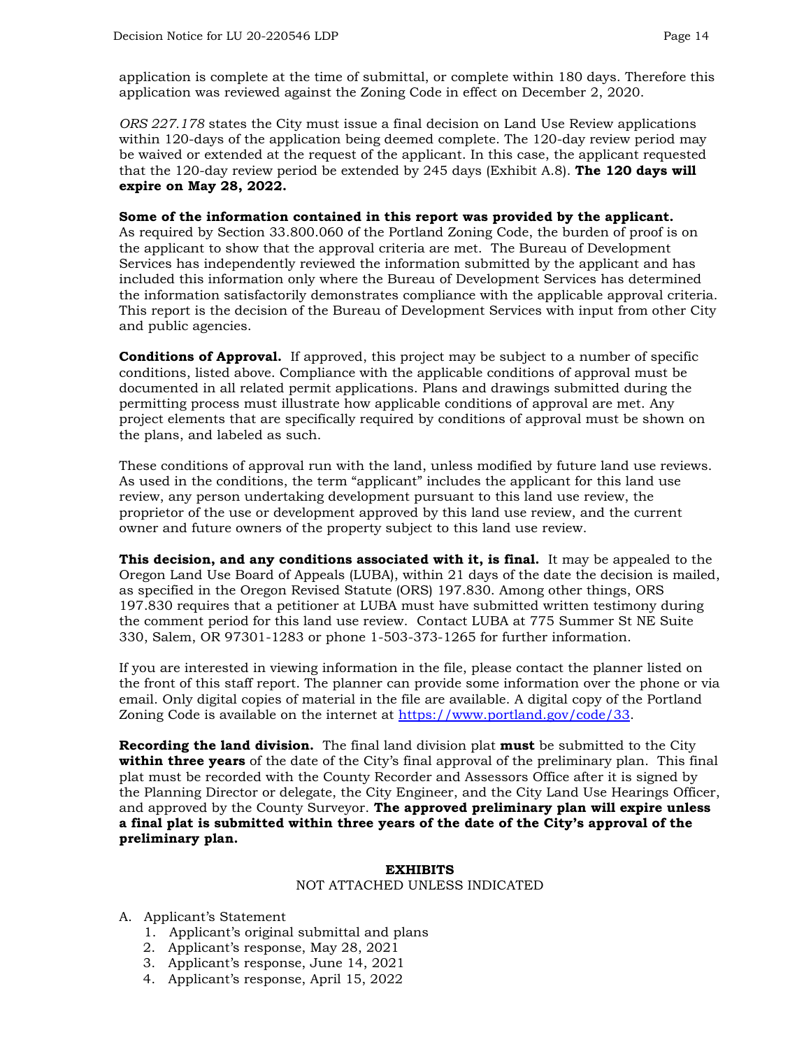application is complete at the time of submittal, or complete within 180 days. Therefore this application was reviewed against the Zoning Code in effect on December 2, 2020.

*ORS 227.178* states the City must issue a final decision on Land Use Review applications within 120-days of the application being deemed complete. The 120-day review period may be waived or extended at the request of the applicant. In this case, the applicant requested that the 120-day review period be extended by 245 days (Exhibit A.8). **The 120 days will expire on May 28, 2022.**

**Some of the information contained in this report was provided by the applicant.** As required by Section 33.800.060 of the Portland Zoning Code, the burden of proof is on the applicant to show that the approval criteria are met. The Bureau of Development Services has independently reviewed the information submitted by the applicant and has included this information only where the Bureau of Development Services has determined the information satisfactorily demonstrates compliance with the applicable approval criteria. This report is the decision of the Bureau of Development Services with input from other City and public agencies.

**Conditions of Approval.** If approved, this project may be subject to a number of specific conditions, listed above. Compliance with the applicable conditions of approval must be documented in all related permit applications. Plans and drawings submitted during the permitting process must illustrate how applicable conditions of approval are met. Any project elements that are specifically required by conditions of approval must be shown on the plans, and labeled as such.

These conditions of approval run with the land, unless modified by future land use reviews. As used in the conditions, the term "applicant" includes the applicant for this land use review, any person undertaking development pursuant to this land use review, the proprietor of the use or development approved by this land use review, and the current owner and future owners of the property subject to this land use review.

**This decision, and any conditions associated with it, is final.** It may be appealed to the Oregon Land Use Board of Appeals (LUBA), within 21 days of the date the decision is mailed, as specified in the Oregon Revised Statute (ORS) 197.830. Among other things, ORS 197.830 requires that a petitioner at LUBA must have submitted written testimony during the comment period for this land use review. Contact LUBA at 775 Summer St NE Suite 330, Salem, OR 97301-1283 or phone 1-503-373-1265 for further information.

If you are interested in viewing information in the file, please contact the planner listed on the front of this staff report. The planner can provide some information over the phone or via email. Only digital copies of material in the file are available. A digital copy of the Portland Zoning Code is available on the internet at [https://www.portland.gov/code/33](https://www.portland.gov/code/33).

**Recording the land division.** The final land division plat **must** be submitted to the City **within three years** of the date of the City's final approval of the preliminary plan. This final plat must be recorded with the County Recorder and Assessors Office after it is signed by the Planning Director or delegate, the City Engineer, and the City Land Use Hearings Officer, and approved by the County Surveyor. **The approved preliminary plan will expire unless a final plat is submitted within three years of the date of the City's approval of the preliminary plan.**

**EXHIBITS**

NOT ATTACHED UNLESS INDICATED

A. Applicant's Statement
   1. Applicant's original submittal and plans
   2. Applicant's response, May 28, 2021
   3. Applicant's response, June 14, 2021
   4. Applicant's response, April 15, 2022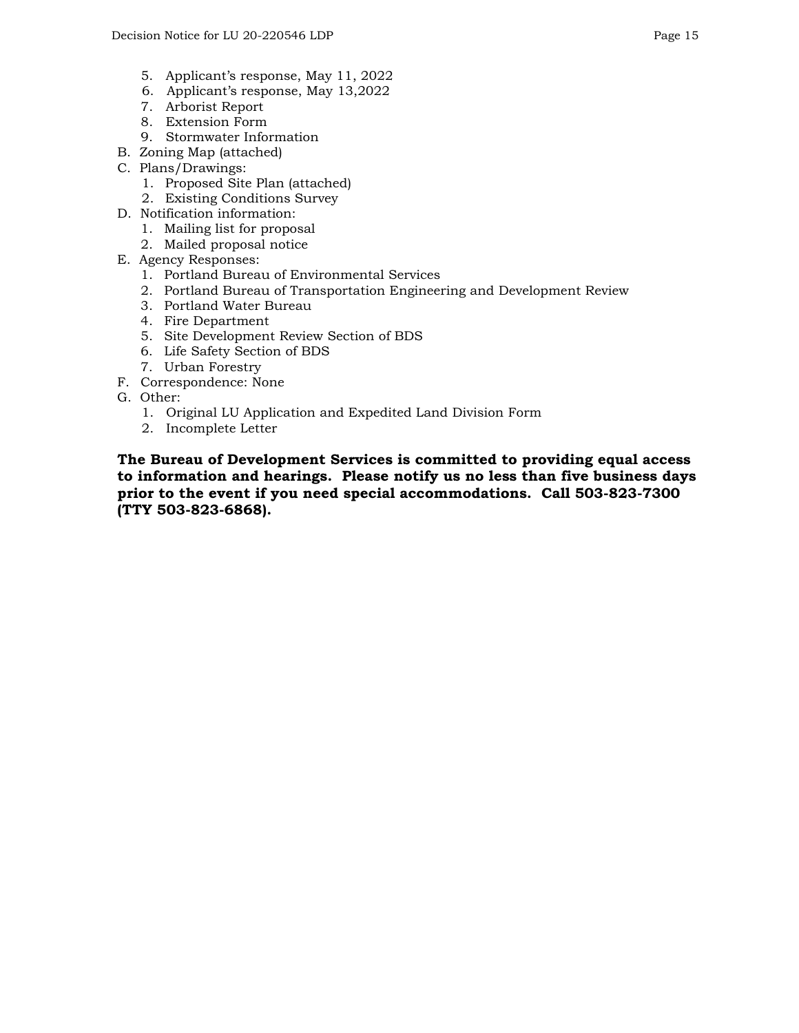5. Applicant's response, May 11, 2022
6. Applicant's response, May 13,2022
7. Arborist Report
8. Extension Form
9. Stormwater Information

B. Zoning Map (attached)

C. Plans/Drawings:
1. Proposed Site Plan (attached)
2. Existing Conditions Survey

D. Notification information:
1. Mailing list for proposal
2. Mailed proposal notice

E. Agency Responses:
1. Portland Bureau of Environmental Services
2. Portland Bureau of Transportation Engineering and Development Review
3. Portland Water Bureau
4. Fire Department
5. Site Development Review Section of BDS
6. Life Safety Section of BDS
7. Urban Forestry

F. Correspondence: None

G. Other:
1. Original LU Application and Expedited Land Division Form
2. Incomplete Letter

**The Bureau of Development Services is committed to providing equal access to information and hearings. Please notify us no less than five business days prior to the event if you need special accommodations. Call 503-823-7300 (TTY 503-823-6868).**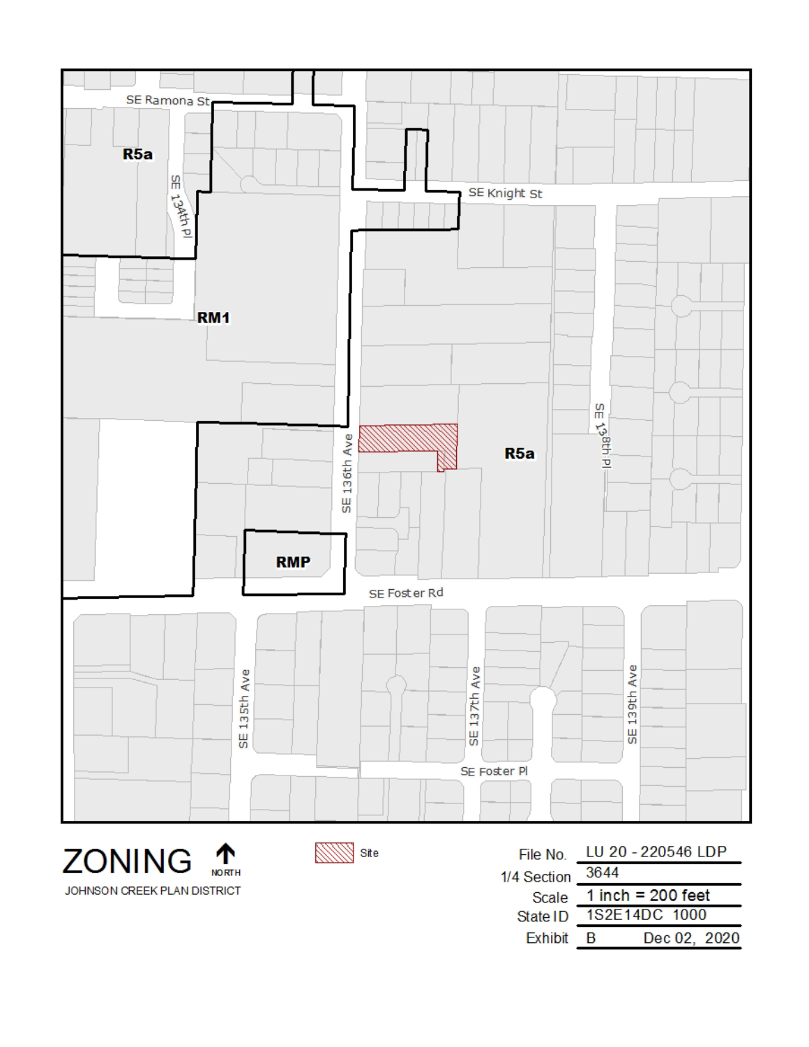SE Ramona St

R5a

SE 134th Pl

SE Knight St

RM1

SE 136th Ave

R5a

SE 138th Pl

RMP

SE Foster Rd

SE 135th Ave

SE 137th Ave

SE 139th Ave

SE Foster Pl

# ZONING

NORTH

JOHNSON CREEK PLAN DISTRICT

Site

| | |
|---|---|
| File No. | LU 20 - 220546 LDP |
| 1/4 Section | 3644 |
| Scale | 1 inch = 200 feet |
| State ID | 1S2E14DC 1000 |
| Exhibit | B Dec 02, 2020 |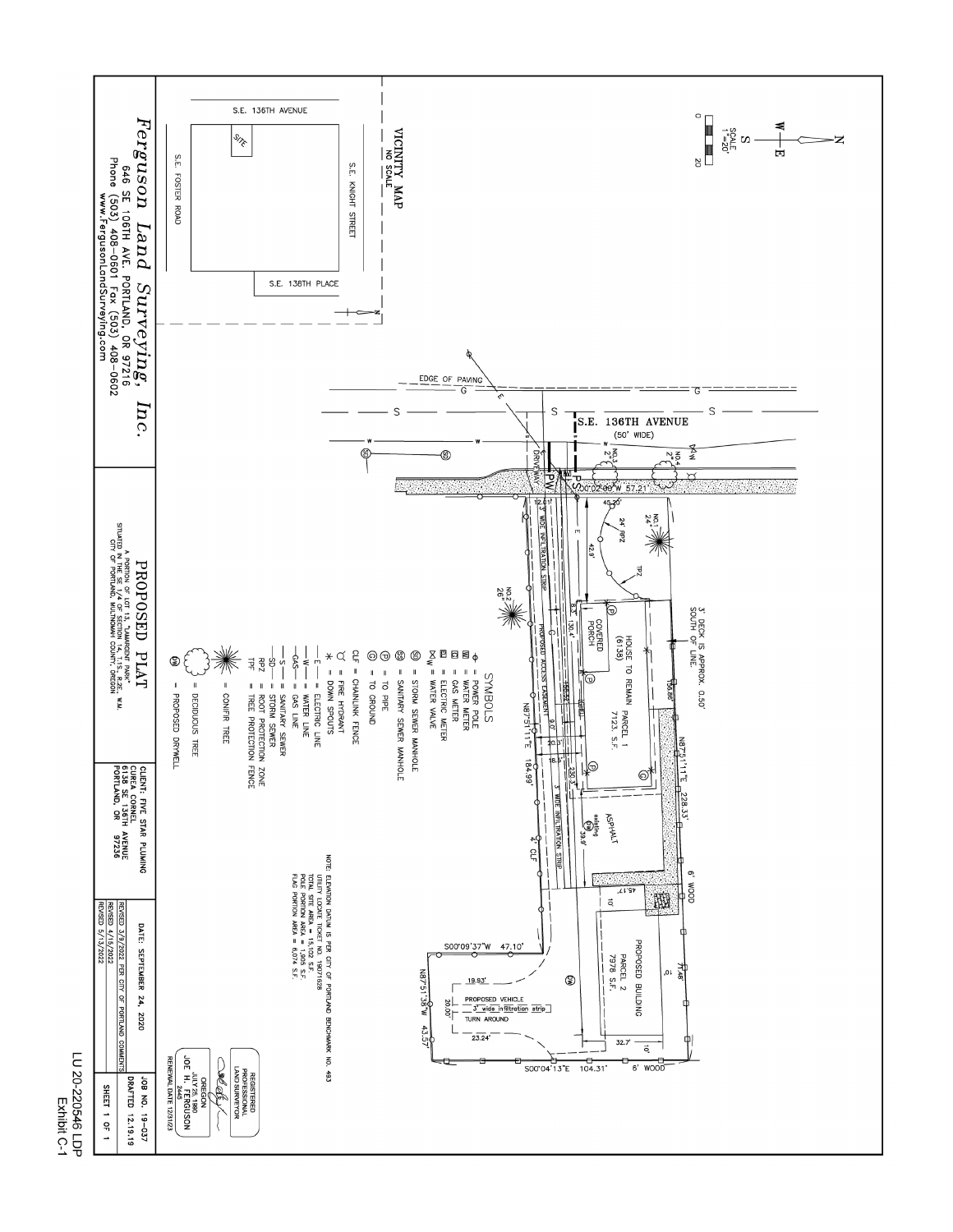# PROPOSED PLAT

A PORTION OF LOT 13, "LAMBRECHT PARK"
SITUATED IN THE SE 1/4 OF SECTION 14, T.1S., R.2E., W.M.
CITY OF PORTLAND, MULTNOMAH COUNTY, OREGON

**Ferguson Land Surveying, Inc.**
646 SE 106TH AVE. PORTLAND, OR 97216
Phone (503) 408-0601 Fax (503) 408-0602
www.FergusonLandSurveying.com

CLIENT: FIVE STAR PLUMING
CUREA CORNEL
6138 SE 136TH AVENUE
PORTLAND, OR 97236

DATE: SEPTEMBER 24, 2020
REVISED 3/9/2022 PER CITY OF PORTLAND COMMENTS
REVISED 4/15/2022
REVISED 5/13/2022

JOB NO. 19-037
DRAFTED 12.19.19
SHEET 1 OF 1

REGISTERED PROFESSIONAL LAND SURVEYOR
OREGON
JULY 25, 1980
JOE H. FERGUSON
2445
RENEWAL DATE 12/31/23

## VICINITY MAP
NO SCALE

S.E. 136TH AVENUE
S.E. KNIGHT STREET
S.E. FOSTER ROAD
S.E. 138TH PLACE
SITE

SCALE 1"=20'
0 20

## SYMBOLS

- ⊸ = POWER POLE
- W = WATER METER
- G = GAS METER
- E = ELECTRIC METER
- WV = WATER VALVE
- SS = SANITARY SEWER MANHOLE
- SD = STORM SEWER MANHOLE
- G = TO GROUND
- P = TO PIPE
- CLF = CHAINLINK FENCE
- = FIRE HYDRANT
- = DOWN SPOUTS
- —E— = ELECTRIC LINE
- —W— = WATER LINE
- —GAS— = GAS LINE
- —S— = SANITARY SEWER
- —SD— = STORM SEWER
- RPZ = ROOT PROTECTION ZONE
- TPF = TREE PROTECTION FENCE
- = CONIFER TREE
- = DECIDUOUS TREE
- DW = PROPOSED DRYWELL

NOTE: ELEVATION DATUM IS PER CITY OF PORTLAND BENCHMARK NO. 493
UTILITY LOCATE TICKET NO. 19071628
TOTAL SITE AREA = 15,100 S.F.
POLE PORTION AREA = 1,905 S.F.
FLAG PORTION AREA = 6,074 S.F.

S.E. 136TH AVENUE (50' WIDE)
EDGE OF PAVING
DRIVEWAY
S00°02'00"W 57.21'
HOUSE TO REMAIN (6138)
PARCEL 1
7123. S.F.
COVERED PORCH
3' DECK IS APPROX. 0.50' SOUTH OF LINE
PROPOSED ACCESS EASEMENT
3' WIDE INFILTRATION STRIP
ASPHALT
existing DW
PROPOSED BUILDING
PARCEL 2
7978 S.F.
PROPOSED VEHICLE TURN AROUND
3' wide infiltration strip
N87°51'11"E 228.33'
N87°51'11"E 184.99'
S00°09'37"W 47.10'
N87°51'38"W 43.57'
S00°04'13"E 104.31'
6' WOOD
4' CLF
NO.1 24"
NO.2 26"
NO.3 2"
NO.4 2"
24' RPZ
TPF
45.20'
42.9'
12.01'
130.4'
156.8'
150.3'
20.3'
16.5'
230.3'
9.0'
39.9'
45.17'
10'
10'
71.48'
32.7'
19.83'
20.00'
23.24'

LU 20-220546 LDP
Exhibit C-1